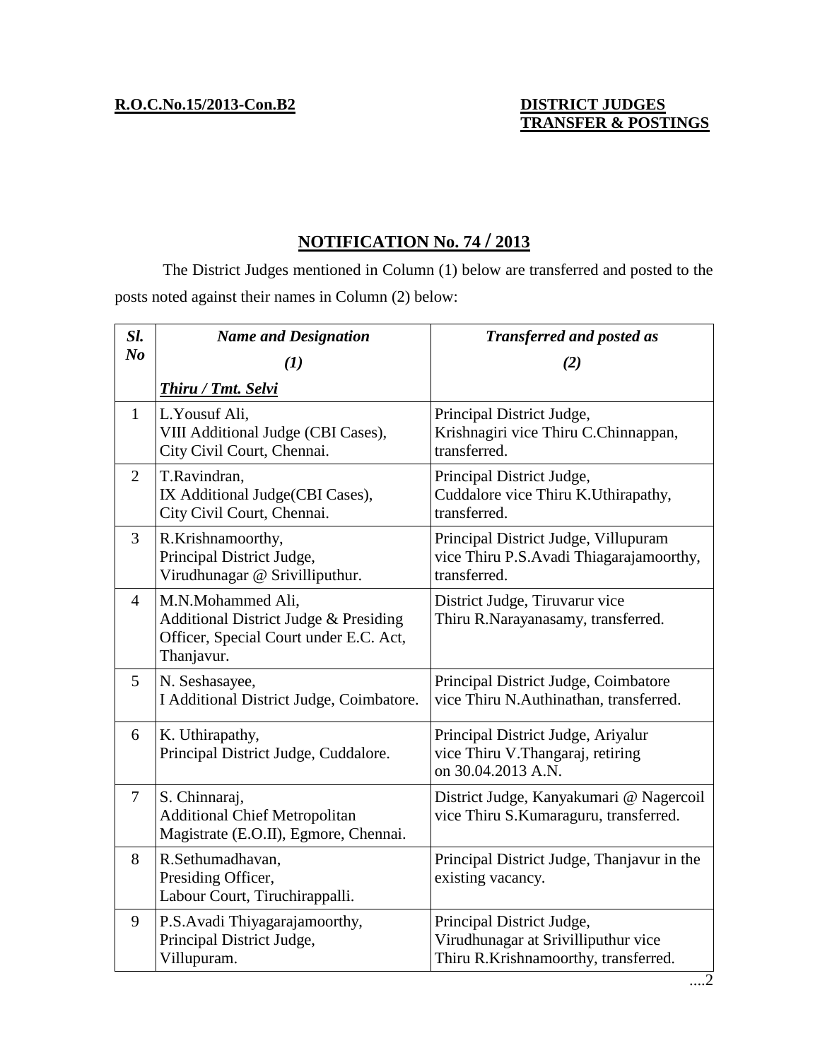**R.O.C.No.15/2013-Con.B2**

**DISTRICT JUDGES TRANSFER & POSTINGS**

## NOTIFICATION No. 74 / 2013

The District Judges mentioned in Column (1) below are transferred and posted to the posts noted against their names in Column (2) below:

| *Sl. No* | *Name and Designation* (1) | *Transferred and posted as* (2) |
|---|---|---|
| | ***Thiru / Tmt. Selvi*** | |
| 1 | L.Yousuf Ali, VIII Additional Judge (CBI Cases), City Civil Court, Chennai. | Principal District Judge, Krishnagiri vice Thiru C.Chinnappan, transferred. |
| 2 | T.Ravindran, IX Additional Judge(CBI Cases), City Civil Court, Chennai. | Principal District Judge, Cuddalore vice Thiru K.Uthirapathy, transferred. |
| 3 | R.Krishnamoorthy, Principal District Judge, Virudhunagar @ Srivilliputhur. | Principal District Judge, Villupuram vice Thiru P.S.Avadi Thiagarajamoorthy, transferred. |
| 4 | M.N.Mohammed Ali, Additional District Judge & Presiding Officer, Special Court under E.C. Act, Thanjavur. | District Judge, Tiruvarur vice Thiru R.Narayanasamy, transferred. |
| 5 | N. Seshasayee, I Additional District Judge, Coimbatore. | Principal District Judge, Coimbatore vice Thiru N.Authinathan, transferred. |
| 6 | K. Uthirapathy, Principal District Judge, Cuddalore. | Principal District Judge, Ariyalur vice Thiru V.Thangaraj, retiring on 30.04.2013 A.N. |
| 7 | S. Chinnaraj, Additional Chief Metropolitan Magistrate (E.O.II), Egmore, Chennai. | District Judge, Kanyakumari @ Nagercoil vice Thiru S.Kumaraguru, transferred. |
| 8 | R.Sethumadhavan, Presiding Officer, Labour Court, Tiruchirappalli. | Principal District Judge, Thanjavur in the existing vacancy. |
| 9 | P.S.Avadi Thiyagarajamoorthy, Principal District Judge, Villupuram. | Principal District Judge, Virudhunagar at Srivilliputhur vice Thiru R.Krishnamoorthy, transferred. |

....2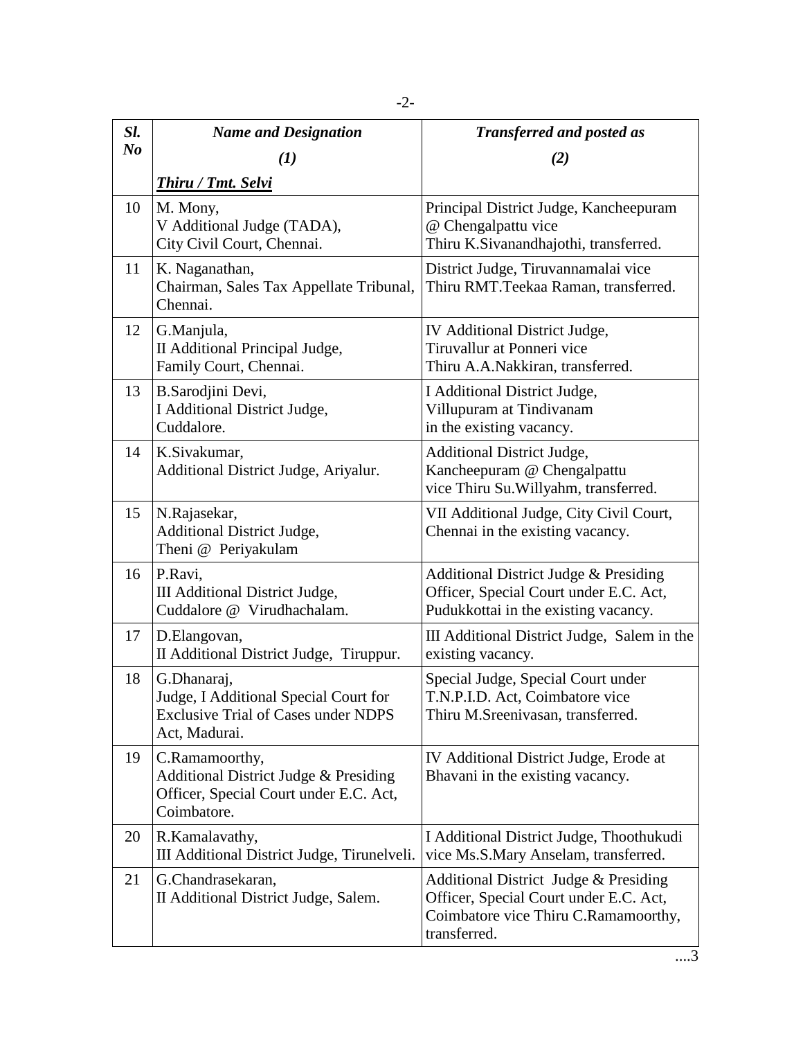| Sl. No | Name and Designation (1) | Transferred and posted as (2) |
|---|---|---|
| | ***Thiru / Tmt. Selvi*** | |
| 10 | M. Mony, V Additional Judge (TADA), City Civil Court, Chennai. | Principal District Judge, Kancheepuram @ Chengalpattu vice Thiru K.Sivanandhajothi, transferred. |
| 11 | K. Naganathan, Chairman, Sales Tax Appellate Tribunal, Chennai. | District Judge, Tiruvannamalai vice Thiru RMT.Teekaa Raman, transferred. |
| 12 | G.Manjula, II Additional Principal Judge, Family Court, Chennai. | IV Additional District Judge, Tiruvallur at Ponneri vice Thiru A.A.Nakkiran, transferred. |
| 13 | B.Sarodjini Devi, I Additional District Judge, Cuddalore. | I Additional District Judge, Villupuram at Tindivanam in the existing vacancy. |
| 14 | K.Sivakumar, Additional District Judge, Ariyalur. | Additional District Judge, Kancheepuram @ Chengalpattu vice Thiru Su.Willyahm, transferred. |
| 15 | N.Rajasekar, Additional District Judge, Theni @ Periyakulam | VII Additional Judge, City Civil Court, Chennai in the existing vacancy. |
| 16 | P.Ravi, III Additional District Judge, Cuddalore @ Virudhachalam. | Additional District Judge & Presiding Officer, Special Court under E.C. Act, Pudukkottai in the existing vacancy. |
| 17 | D.Elangovan, II Additional District Judge, Tiruppur. | III Additional District Judge, Salem in the existing vacancy. |
| 18 | G.Dhanaraj, Judge, I Additional Special Court for Exclusive Trial of Cases under NDPS Act, Madurai. | Special Judge, Special Court under T.N.P.I.D. Act, Coimbatore vice Thiru M.Sreenivasan, transferred. |
| 19 | C.Ramamoorthy, Additional District Judge & Presiding Officer, Special Court under E.C. Act, Coimbatore. | IV Additional District Judge, Erode at Bhavani in the existing vacancy. |
| 20 | R.Kamalavathy, III Additional District Judge, Tirunelveli. | I Additional District Judge, Thoothukudi vice Ms.S.Mary Anselam, transferred. |
| 21 | G.Chandrasekaran, II Additional District Judge, Salem. | Additional District Judge & Presiding Officer, Special Court under E.C. Act, Coimbatore vice Thiru C.Ramamoorthy, transferred. |

....3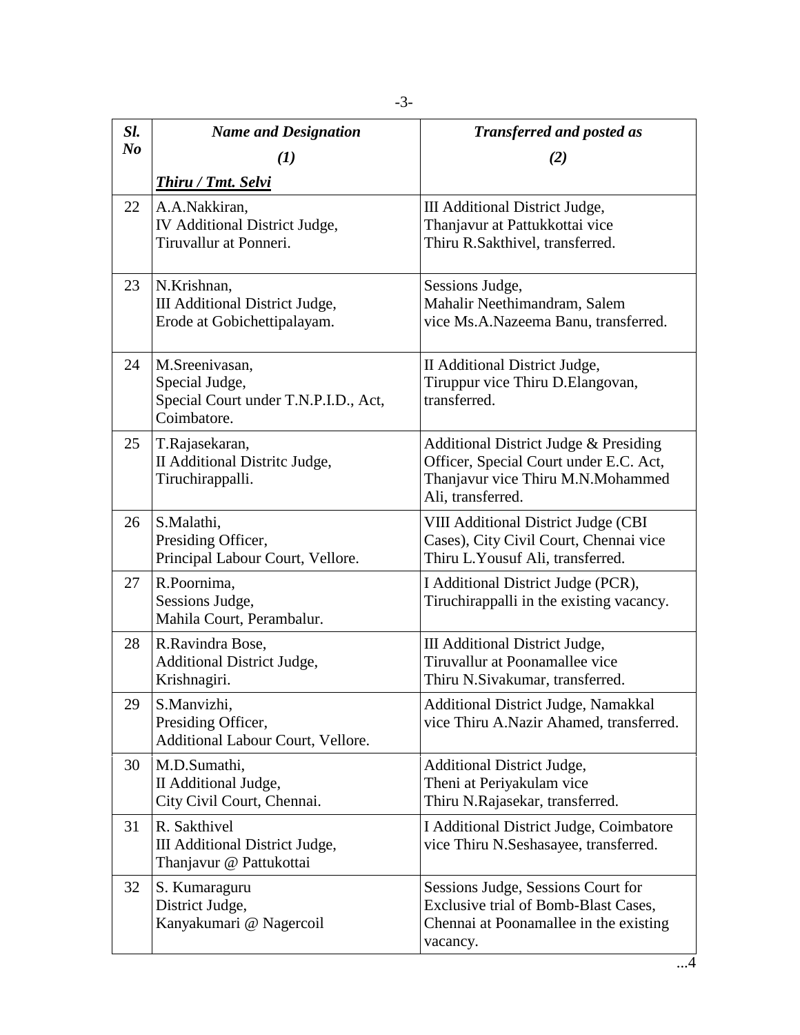| Sl. No | Name and Designation (1) | Transferred and posted as (2) |
|---|---|---|
| | ***Thiru / Tmt. Selvi*** | |
| 22 | A.A.Nakkiran, IV Additional District Judge, Tiruvallur at Ponneri. | III Additional District Judge, Thanjavur at Pattukkottai vice Thiru R.Sakthivel, transferred. |
| 23 | N.Krishnan, III Additional District Judge, Erode at Gobichettipalayam. | Sessions Judge, Mahalir Neethimandram, Salem vice Ms.A.Nazeema Banu, transferred. |
| 24 | M.Sreenivasan, Special Judge, Special Court under T.N.P.I.D., Act, Coimbatore. | II Additional District Judge, Tiruppur vice Thiru D.Elangovan, transferred. |
| 25 | T.Rajasekaran, II Additional Distritc Judge, Tiruchirappalli. | Additional District Judge & Presiding Officer, Special Court under E.C. Act, Thanjavur vice Thiru M.N.Mohammed Ali, transferred. |
| 26 | S.Malathi, Presiding Officer, Principal Labour Court, Vellore. | VIII Additional District Judge (CBI Cases), City Civil Court, Chennai vice Thiru L.Yousuf Ali, transferred. |
| 27 | R.Poornima, Sessions Judge, Mahila Court, Perambalur. | I Additional District Judge (PCR), Tiruchirappalli in the existing vacancy. |
| 28 | R.Ravindra Bose, Additional District Judge, Krishnagiri. | III Additional District Judge, Tiruvallur at Poonamallee vice Thiru N.Sivakumar, transferred. |
| 29 | S.Manvizhi, Presiding Officer, Additional Labour Court, Vellore. | Additional District Judge, Namakkal vice Thiru A.Nazir Ahamed, transferred. |
| 30 | M.D.Sumathi, II Additional Judge, City Civil Court, Chennai. | Additional District Judge, Theni at Periyakulam vice Thiru N.Rajasekar, transferred. |
| 31 | R. Sakthivel III Additional District Judge, Thanjavur @ Pattukottai | I Additional District Judge, Coimbatore vice Thiru N.Seshasayee, transferred. |
| 32 | S. Kumaraguru District Judge, Kanyakumari @ Nagercoil | Sessions Judge, Sessions Court for Exclusive trial of Bomb-Blast Cases, Chennai at Poonamallee in the existing vacancy. |

...4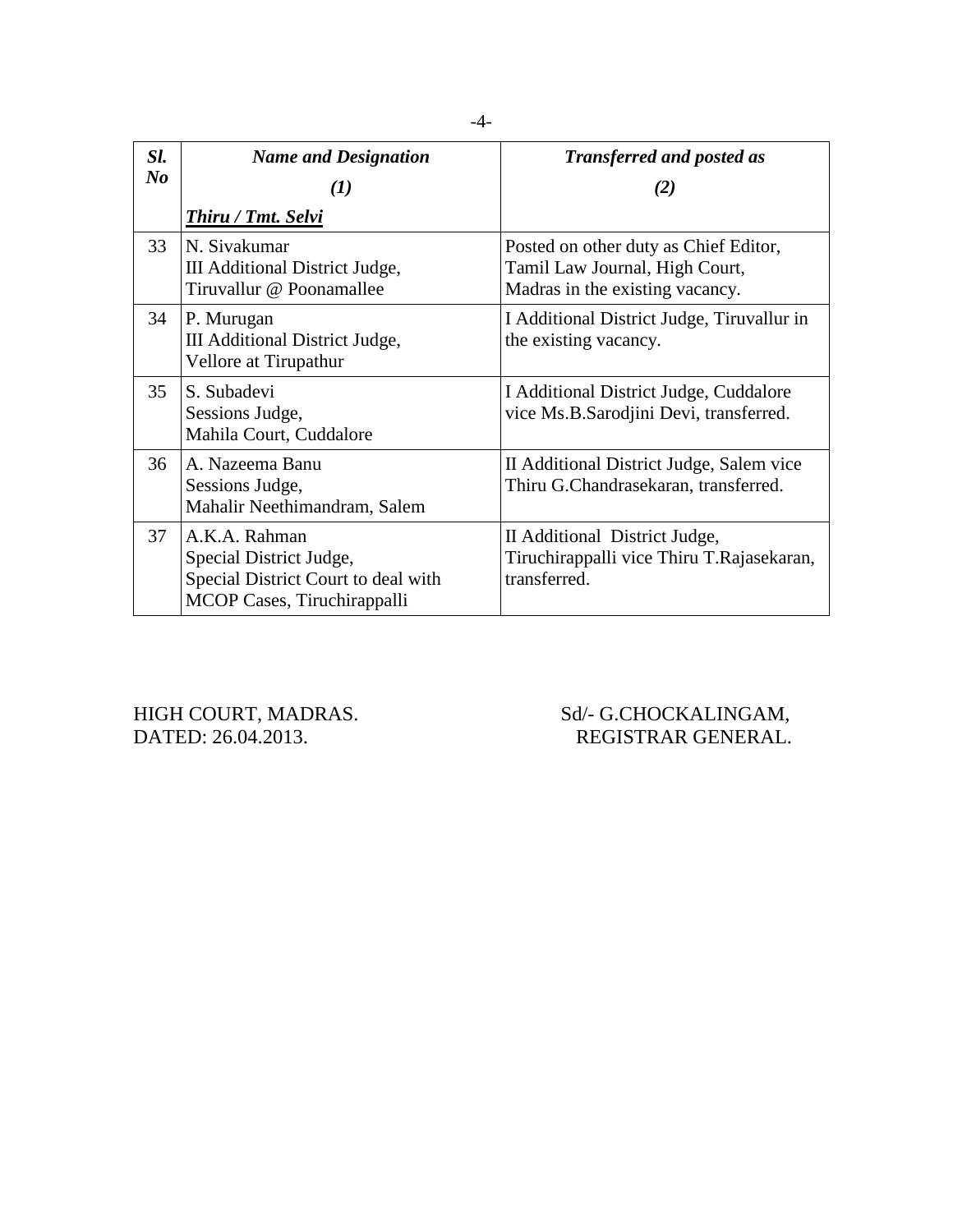| Sl. No | Name and Designation (1) Thiru / Tmt. Selvi | Transferred and posted as (2) |
|---|---|---|
| 33 | N. Sivakumar<br>III Additional District Judge,<br>Tiruvallur @ Poonamallee | Posted on other duty as Chief Editor, Tamil Law Journal, High Court, Madras in the existing vacancy. |
| 34 | P. Murugan<br>III Additional District Judge,<br>Vellore at Tirupathur | I Additional District Judge, Tiruvallur in the existing vacancy. |
| 35 | S. Subadevi<br>Sessions Judge,<br>Mahila Court, Cuddalore | I Additional District Judge, Cuddalore vice Ms.B.Sarodjini Devi, transferred. |
| 36 | A. Nazeema Banu<br>Sessions Judge,<br>Mahalir Neethimandram, Salem | II Additional District Judge, Salem vice Thiru G.Chandrasekaran, transferred. |
| 37 | A.K.A. Rahman<br>Special District Judge,<br>Special District Court to deal with MCOP Cases, Tiruchirappalli | II Additional District Judge, Tiruchirappalli vice Thiru T.Rajasekaran, transferred. |

HIGH COURT, MADRAS.
DATED: 26.04.2013.

Sd/- G.CHOCKALINGAM,
REGISTRAR GENERAL.